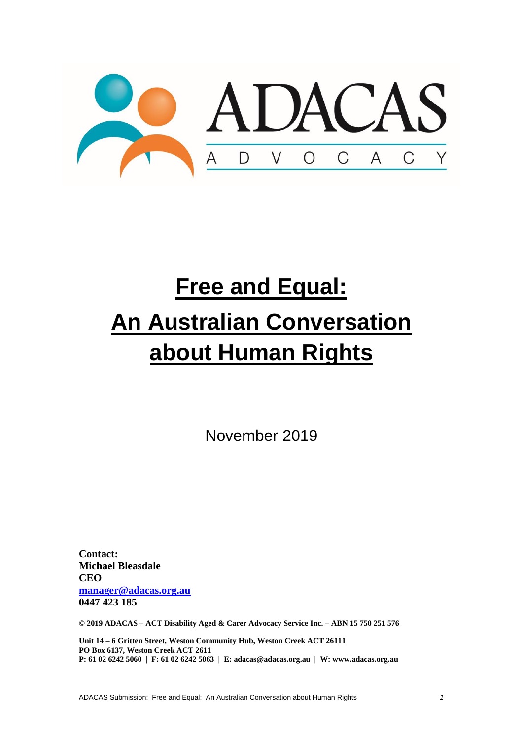ADACAS

ADVOCACY

# Free and Equal: An Australian Conversation about Human Rights

November 2019

**Contact:**
**Michael Bleasdale**
**CEO**
**[manager@adacas.org.au](mailto:manager@adacas.org.au)**
**0447 423 185**

**© 2019 ADACAS – ACT Disability Aged & Carer Advocacy Service Inc. – ABN 15 750 251 576**

**Unit 14 – 6 Gritten Street, Weston Community Hub, Weston Creek ACT 26111**
**PO Box 6137, Weston Creek ACT 2611**
**P: 61 02 6242 5060 | F: 61 02 6242 5063 | E: adacas@adacas.org.au | W: www.adacas.org.au**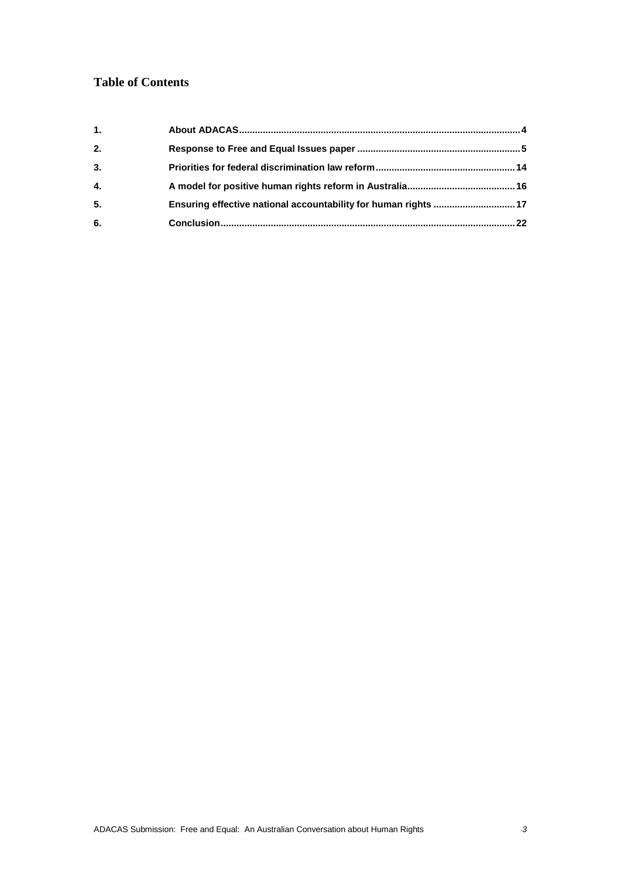# Table of Contents

| | | |
|---|---|---|
| 1. | About ADACAS | 4 |
| 2. | Response to Free and Equal Issues paper | 5 |
| 3. | Priorities for federal discrimination law reform | 14 |
| 4. | A model for positive human rights reform in Australia | 16 |
| 5. | Ensuring effective national accountability for human rights | 17 |
| 6. | Conclusion | 22 |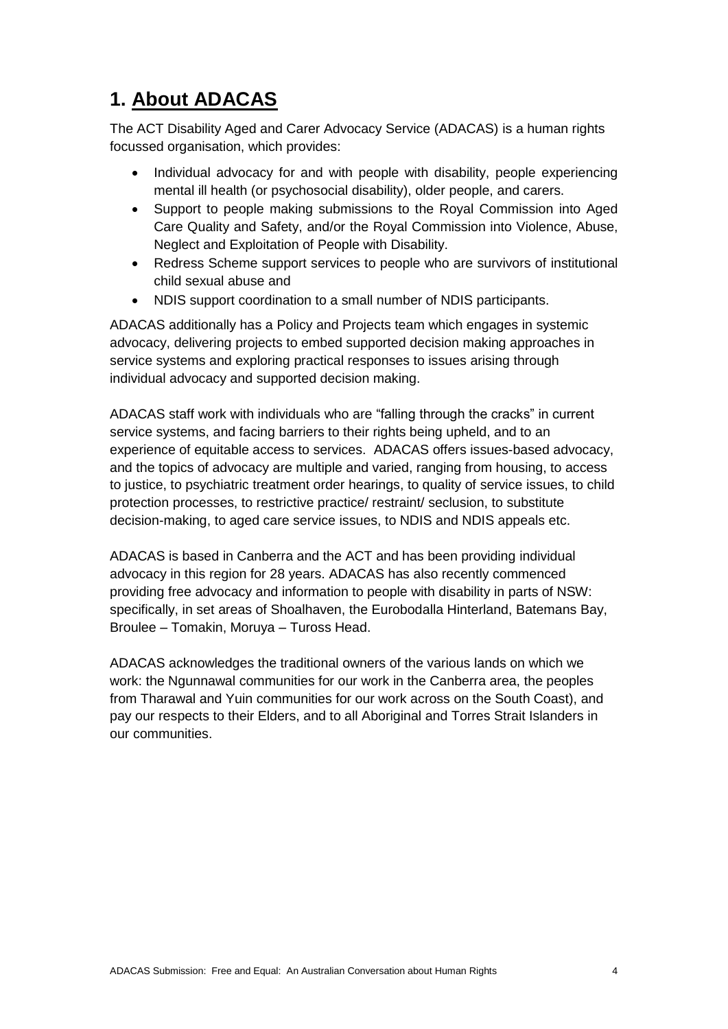# 1. About ADACAS

The ACT Disability Aged and Carer Advocacy Service (ADACAS) is a human rights focussed organisation, which provides:

- Individual advocacy for and with people with disability, people experiencing mental ill health (or psychosocial disability), older people, and carers.
- Support to people making submissions to the Royal Commission into Aged Care Quality and Safety, and/or the Royal Commission into Violence, Abuse, Neglect and Exploitation of People with Disability.
- Redress Scheme support services to people who are survivors of institutional child sexual abuse and
- NDIS support coordination to a small number of NDIS participants.

ADACAS additionally has a Policy and Projects team which engages in systemic advocacy, delivering projects to embed supported decision making approaches in service systems and exploring practical responses to issues arising through individual advocacy and supported decision making.

ADACAS staff work with individuals who are "falling through the cracks" in current service systems, and facing barriers to their rights being upheld, and to an experience of equitable access to services. ADACAS offers issues-based advocacy, and the topics of advocacy are multiple and varied, ranging from housing, to access to justice, to psychiatric treatment order hearings, to quality of service issues, to child protection processes, to restrictive practice/ restraint/ seclusion, to substitute decision-making, to aged care service issues, to NDIS and NDIS appeals etc.

ADACAS is based in Canberra and the ACT and has been providing individual advocacy in this region for 28 years. ADACAS has also recently commenced providing free advocacy and information to people with disability in parts of NSW: specifically, in set areas of Shoalhaven, the Eurobodalla Hinterland, Batemans Bay, Broulee – Tomakin, Moruya – Tuross Head.

ADACAS acknowledges the traditional owners of the various lands on which we work: the Ngunnawal communities for our work in the Canberra area, the peoples from Tharawal and Yuin communities for our work across on the South Coast), and pay our respects to their Elders, and to all Aboriginal and Torres Strait Islanders in our communities.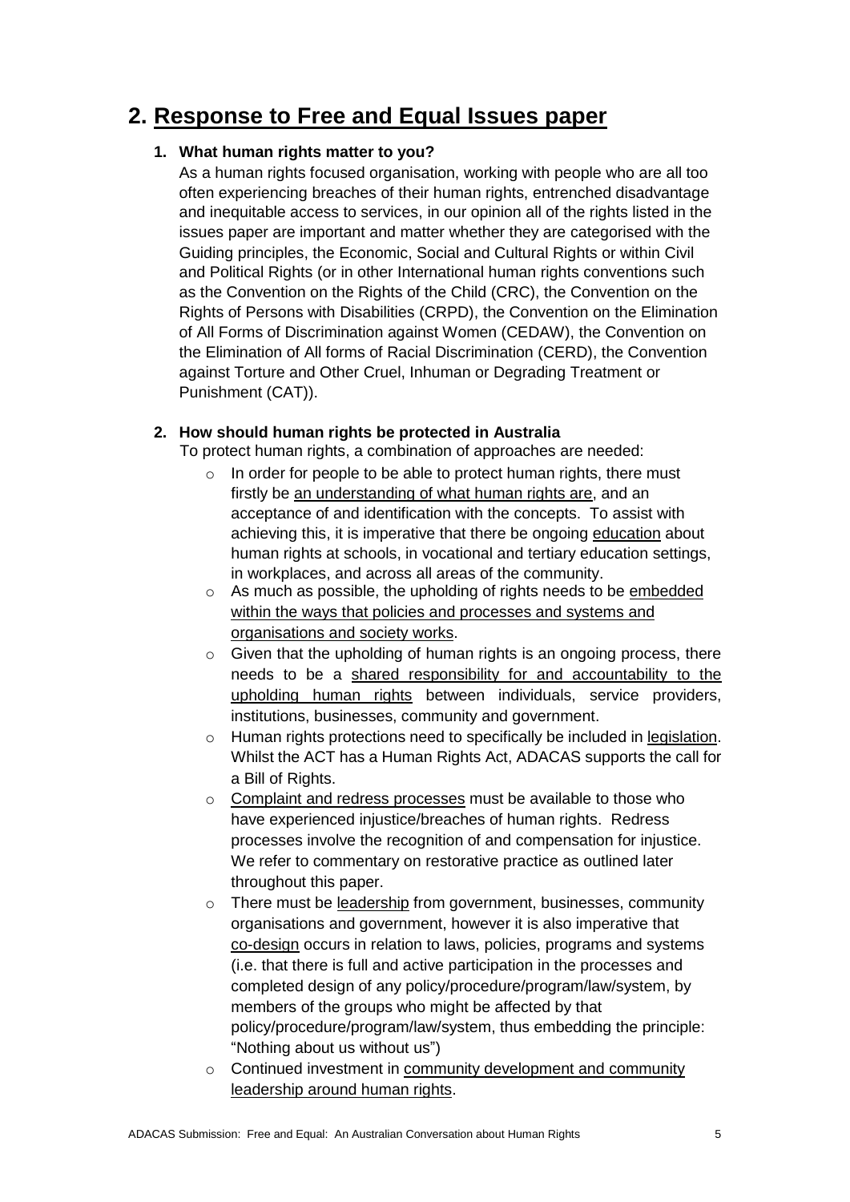## 2. Response to Free and Equal Issues paper

1. **What human rights matter to you?**

   As a human rights focused organisation, working with people who are all too often experiencing breaches of their human rights, entrenched disadvantage and inequitable access to services, in our opinion all of the rights listed in the issues paper are important and matter whether they are categorised with the Guiding principles, the Economic, Social and Cultural Rights or within Civil and Political Rights (or in other International human rights conventions such as the Convention on the Rights of the Child (CRC), the Convention on the Rights of Persons with Disabilities (CRPD), the Convention on the Elimination of All Forms of Discrimination against Women (CEDAW), the Convention on the Elimination of All forms of Racial Discrimination (CERD), the Convention against Torture and Other Cruel, Inhuman or Degrading Treatment or Punishment (CAT)).

2. **How should human rights be protected in Australia**

   To protect human rights, a combination of approaches are needed:

   - In order for people to be able to protect human rights, there must firstly be <u>an understanding of what human rights are</u>, and an acceptance of and identification with the concepts. To assist with achieving this, it is imperative that there be ongoing <u>education</u> about human rights at schools, in vocational and tertiary education settings, in workplaces, and across all areas of the community.
   - As much as possible, the upholding of rights needs to be <u>embedded within the ways that policies and processes and systems and organisations and society works</u>.
   - Given that the upholding of human rights is an ongoing process, there needs to be a <u>shared responsibility for and accountability to the upholding human rights</u> between individuals, service providers, institutions, businesses, community and government.
   - Human rights protections need to specifically be included in <u>legislation</u>. Whilst the ACT has a Human Rights Act, ADACAS supports the call for a Bill of Rights.
   - <u>Complaint and redress processes</u> must be available to those who have experienced injustice/breaches of human rights. Redress processes involve the recognition of and compensation for injustice. We refer to commentary on restorative practice as outlined later throughout this paper.
   - There must be <u>leadership</u> from government, businesses, community organisations and government, however it is also imperative that <u>co-design</u> occurs in relation to laws, policies, programs and systems (i.e. that there is full and active participation in the processes and completed design of any policy/procedure/program/law/system, by members of the groups who might be affected by that policy/procedure/program/law/system, thus embedding the principle: "Nothing about us without us")
   - Continued investment in <u>community development and community leadership around human rights</u>.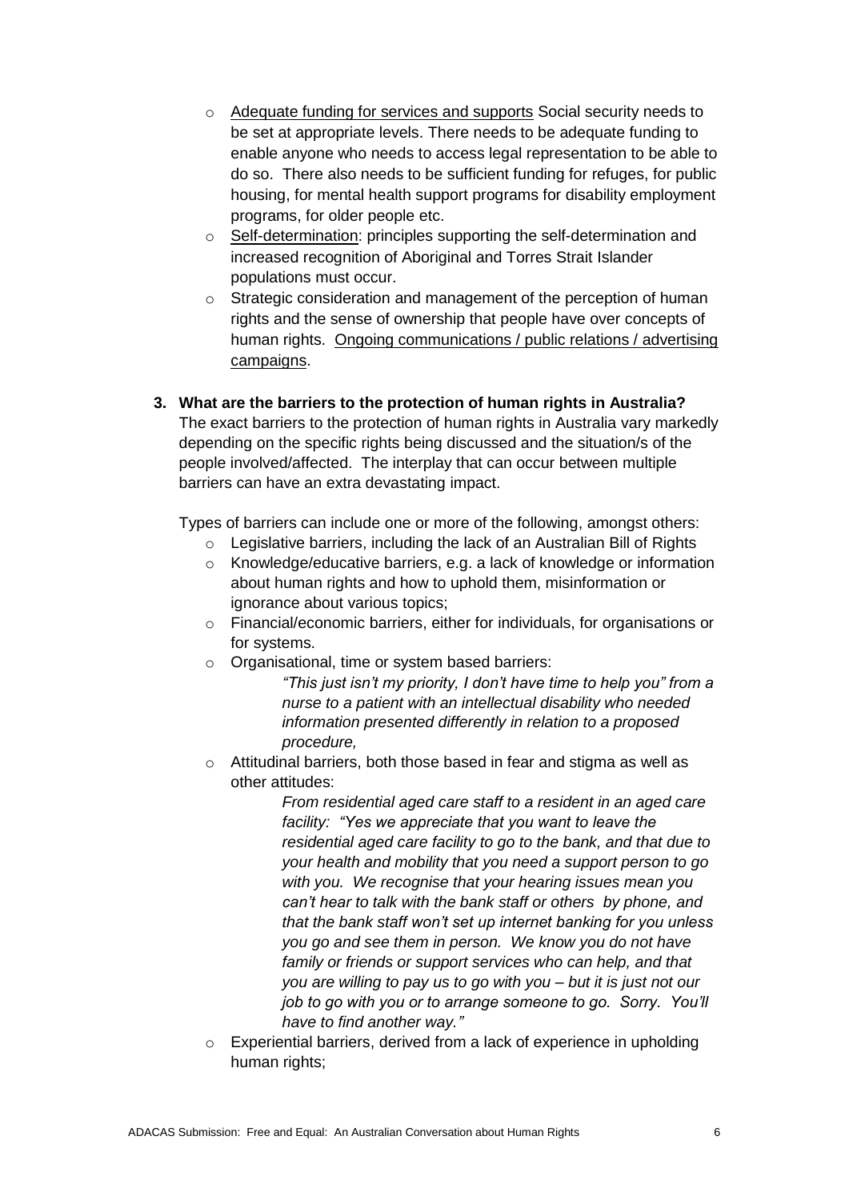- Adequate funding for services and supports Social security needs to be set at appropriate levels. There needs to be adequate funding to enable anyone who needs to access legal representation to be able to do so. There also needs to be sufficient funding for refuges, for public housing, for mental health support programs for disability employment programs, for older people etc.
- Self-determination: principles supporting the self-determination and increased recognition of Aboriginal and Torres Strait Islander populations must occur.
- Strategic consideration and management of the perception of human rights and the sense of ownership that people have over concepts of human rights. Ongoing communications / public relations / advertising campaigns.

**3. What are the barriers to the protection of human rights in Australia?**

The exact barriers to the protection of human rights in Australia vary markedly depending on the specific rights being discussed and the situation/s of the people involved/affected. The interplay that can occur between multiple barriers can have an extra devastating impact.

Types of barriers can include one or more of the following, amongst others:

- Legislative barriers, including the lack of an Australian Bill of Rights
- Knowledge/educative barriers, e.g. a lack of knowledge or information about human rights and how to uphold them, misinformation or ignorance about various topics;
- Financial/economic barriers, either for individuals, for organisations or for systems.
- Organisational, time or system based barriers:

  > *"This just isn't my priority, I don't have time to help you" from a nurse to a patient with an intellectual disability who needed information presented differently in relation to a proposed procedure,*

- Attitudinal barriers, both those based in fear and stigma as well as other attitudes:

  > *From residential aged care staff to a resident in an aged care facility: "Yes we appreciate that you want to leave the residential aged care facility to go to the bank, and that due to your health and mobility that you need a support person to go with you. We recognise that your hearing issues mean you can't hear to talk with the bank staff or others by phone, and that the bank staff won't set up internet banking for you unless you go and see them in person. We know you do not have family or friends or support services who can help, and that you are willing to pay us to go with you – but it is just not our job to go with you or to arrange someone to go. Sorry. You'll have to find another way."*

- Experiential barriers, derived from a lack of experience in upholding human rights;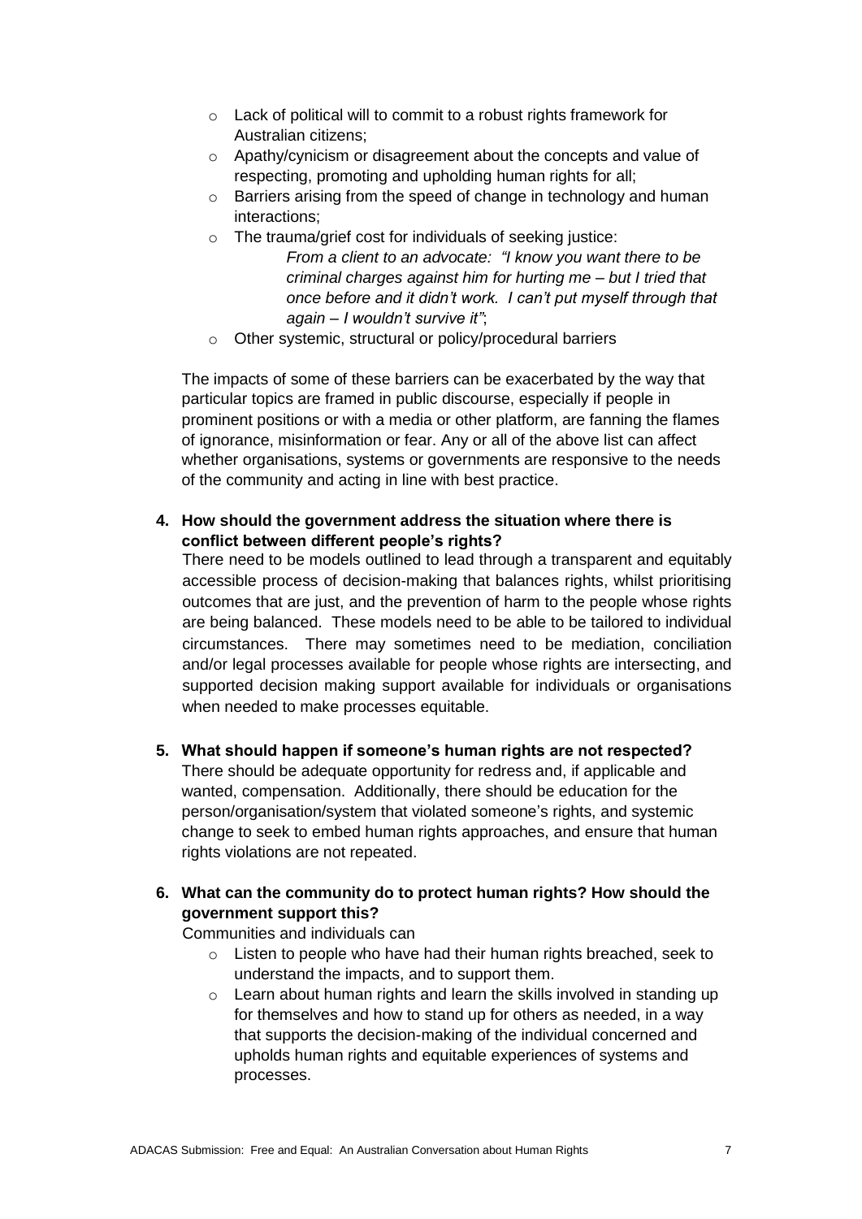- Lack of political will to commit to a robust rights framework for Australian citizens;
- Apathy/cynicism or disagreement about the concepts and value of respecting, promoting and upholding human rights for all;
- Barriers arising from the speed of change in technology and human interactions;
- The trauma/grief cost for individuals of seeking justice:

  *From a client to an advocate: "I know you want there to be criminal charges against him for hurting me – but I tried that once before and it didn't work. I can't put myself through that again – I wouldn't survive it"*;
- Other systemic, structural or policy/procedural barriers

The impacts of some of these barriers can be exacerbated by the way that particular topics are framed in public discourse, especially if people in prominent positions or with a media or other platform, are fanning the flames of ignorance, misinformation or fear. Any or all of the above list can affect whether organisations, systems or governments are responsive to the needs of the community and acting in line with best practice.

**4. How should the government address the situation where there is conflict between different people's rights?**

There need to be models outlined to lead through a transparent and equitably accessible process of decision-making that balances rights, whilst prioritising outcomes that are just, and the prevention of harm to the people whose rights are being balanced. These models need to be able to be tailored to individual circumstances. There may sometimes need to be mediation, conciliation and/or legal processes available for people whose rights are intersecting, and supported decision making support available for individuals or organisations when needed to make processes equitable.

**5. What should happen if someone's human rights are not respected?**

There should be adequate opportunity for redress and, if applicable and wanted, compensation. Additionally, there should be education for the person/organisation/system that violated someone's rights, and systemic change to seek to embed human rights approaches, and ensure that human rights violations are not repeated.

**6. What can the community do to protect human rights? How should the government support this?**

Communities and individuals can

- Listen to people who have had their human rights breached, seek to understand the impacts, and to support them.
- Learn about human rights and learn the skills involved in standing up for themselves and how to stand up for others as needed, in a way that supports the decision-making of the individual concerned and upholds human rights and equitable experiences of systems and processes.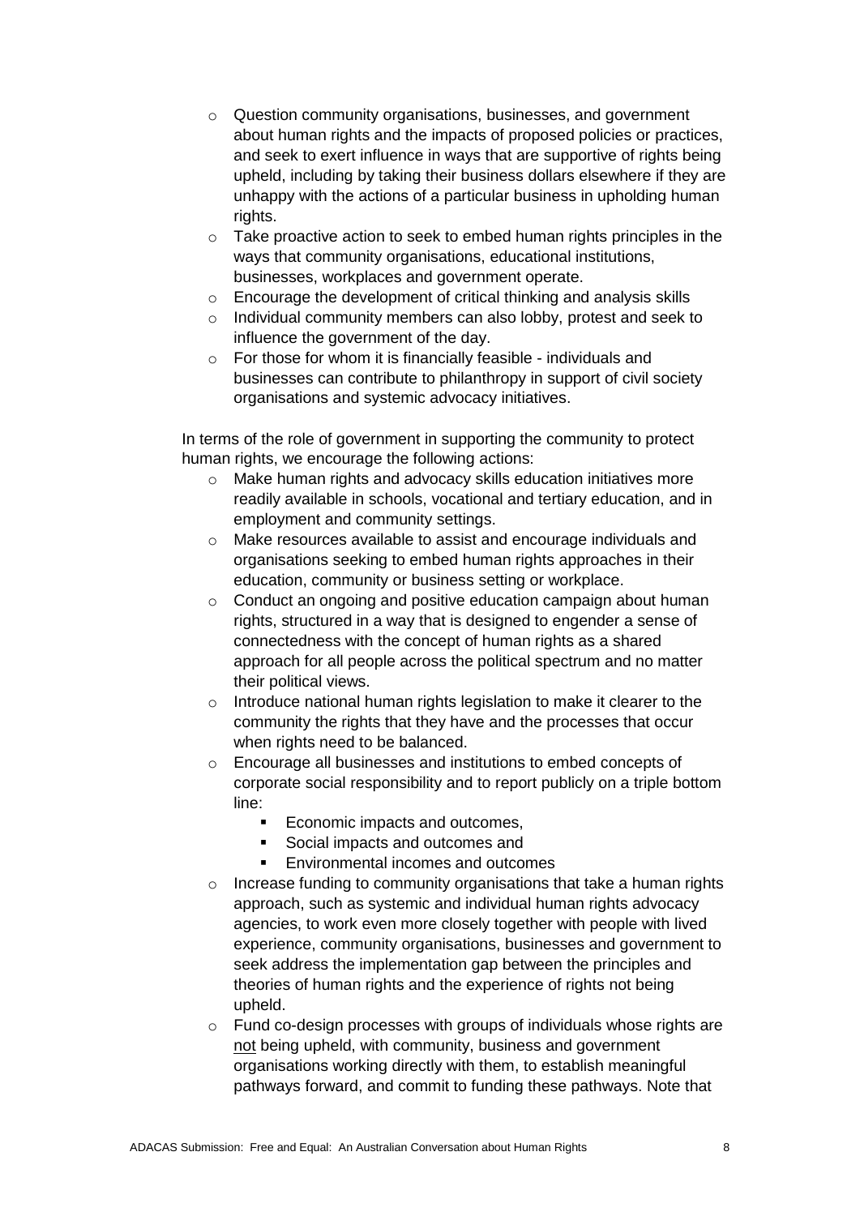- Question community organisations, businesses, and government about human rights and the impacts of proposed policies or practices, and seek to exert influence in ways that are supportive of rights being upheld, including by taking their business dollars elsewhere if they are unhappy with the actions of a particular business in upholding human rights.
- Take proactive action to seek to embed human rights principles in the ways that community organisations, educational institutions, businesses, workplaces and government operate.
- Encourage the development of critical thinking and analysis skills
- Individual community members can also lobby, protest and seek to influence the government of the day.
- For those for whom it is financially feasible - individuals and businesses can contribute to philanthropy in support of civil society organisations and systemic advocacy initiatives.

In terms of the role of government in supporting the community to protect human rights, we encourage the following actions:

- Make human rights and advocacy skills education initiatives more readily available in schools, vocational and tertiary education, and in employment and community settings.
- Make resources available to assist and encourage individuals and organisations seeking to embed human rights approaches in their education, community or business setting or workplace.
- Conduct an ongoing and positive education campaign about human rights, structured in a way that is designed to engender a sense of connectedness with the concept of human rights as a shared approach for all people across the political spectrum and no matter their political views.
- Introduce national human rights legislation to make it clearer to the community the rights that they have and the processes that occur when rights need to be balanced.
- Encourage all businesses and institutions to embed concepts of corporate social responsibility and to report publicly on a triple bottom line:
  - Economic impacts and outcomes,
  - Social impacts and outcomes and
  - Environmental incomes and outcomes
- Increase funding to community organisations that take a human rights approach, such as systemic and individual human rights advocacy agencies, to work even more closely together with people with lived experience, community organisations, businesses and government to seek address the implementation gap between the principles and theories of human rights and the experience of rights not being upheld.
- Fund co-design processes with groups of individuals whose rights are <u>not</u> being upheld, with community, business and government organisations working directly with them, to establish meaningful pathways forward, and commit to funding these pathways. Note that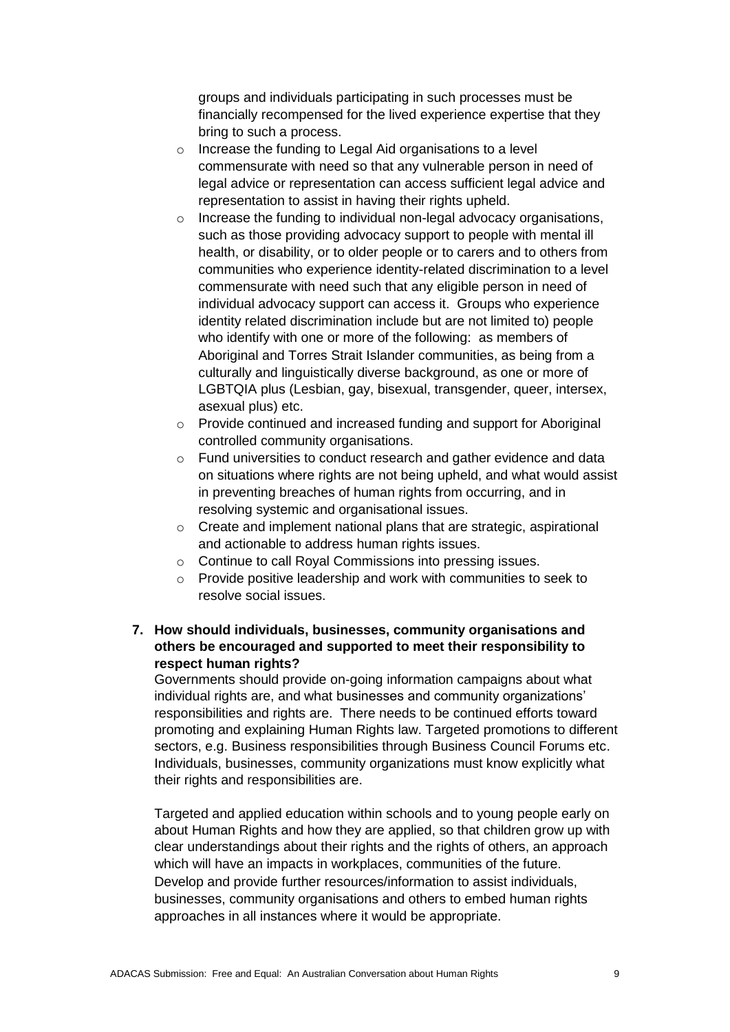groups and individuals participating in such processes must be financially recompensed for the lived experience expertise that they bring to such a process.

- Increase the funding to Legal Aid organisations to a level commensurate with need so that any vulnerable person in need of legal advice or representation can access sufficient legal advice and representation to assist in having their rights upheld.
- Increase the funding to individual non-legal advocacy organisations, such as those providing advocacy support to people with mental ill health, or disability, or to older people or to carers and to others from communities who experience identity-related discrimination to a level commensurate with need such that any eligible person in need of individual advocacy support can access it. Groups who experience identity related discrimination include but are not limited to) people who identify with one or more of the following: as members of Aboriginal and Torres Strait Islander communities, as being from a culturally and linguistically diverse background, as one or more of LGBTQIA plus (Lesbian, gay, bisexual, transgender, queer, intersex, asexual plus) etc.
- Provide continued and increased funding and support for Aboriginal controlled community organisations.
- Fund universities to conduct research and gather evidence and data on situations where rights are not being upheld, and what would assist in preventing breaches of human rights from occurring, and in resolving systemic and organisational issues.
- Create and implement national plans that are strategic, aspirational and actionable to address human rights issues.
- Continue to call Royal Commissions into pressing issues.
- Provide positive leadership and work with communities to seek to resolve social issues.

**7. How should individuals, businesses, community organisations and others be encouraged and supported to meet their responsibility to respect human rights?**

Governments should provide on-going information campaigns about what individual rights are, and what businesses and community organizations' responsibilities and rights are. There needs to be continued efforts toward promoting and explaining Human Rights law. Targeted promotions to different sectors, e.g. Business responsibilities through Business Council Forums etc. Individuals, businesses, community organizations must know explicitly what their rights and responsibilities are.

Targeted and applied education within schools and to young people early on about Human Rights and how they are applied, so that children grow up with clear understandings about their rights and the rights of others, an approach which will have an impacts in workplaces, communities of the future. Develop and provide further resources/information to assist individuals, businesses, community organisations and others to embed human rights approaches in all instances where it would be appropriate.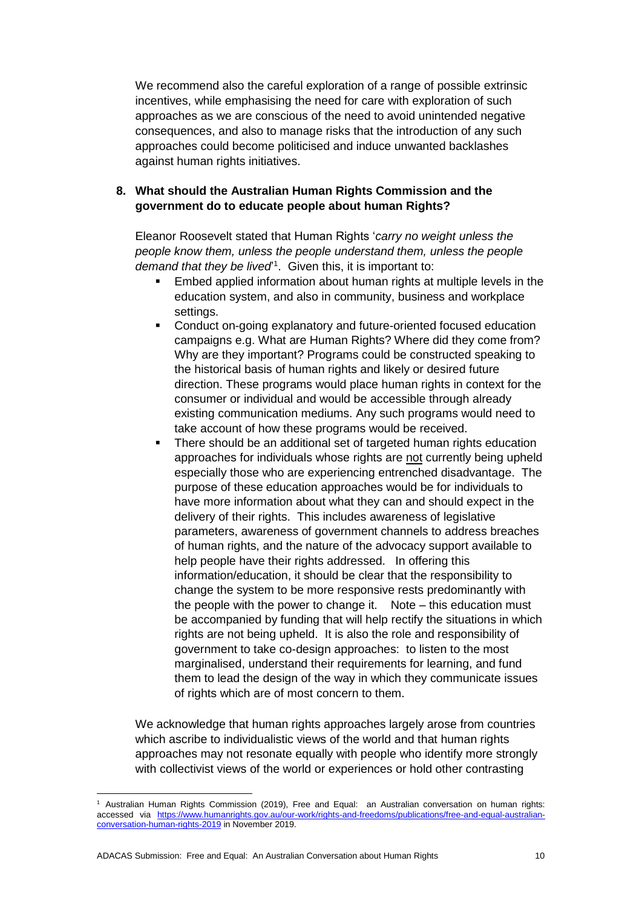We recommend also the careful exploration of a range of possible extrinsic incentives, while emphasising the need for care with exploration of such approaches as we are conscious of the need to avoid unintended negative consequences, and also to manage risks that the introduction of any such approaches could become politicised and induce unwanted backlashes against human rights initiatives.

**8. What should the Australian Human Rights Commission and the government do to educate people about human Rights?**

Eleanor Roosevelt stated that Human Rights '*carry no weight unless the people know them, unless the people understand them, unless the people demand that they be lived*'[1]. Given this, it is important to:

- Embed applied information about human rights at multiple levels in the education system, and also in community, business and workplace settings.
- Conduct on-going explanatory and future-oriented focused education campaigns e.g. What are Human Rights? Where did they come from? Why are they important? Programs could be constructed speaking to the historical basis of human rights and likely or desired future direction. These programs would place human rights in context for the consumer or individual and would be accessible through already existing communication mediums. Any such programs would need to take account of how these programs would be received.
- There should be an additional set of targeted human rights education approaches for individuals whose rights are <u>not</u> currently being upheld especially those who are experiencing entrenched disadvantage. The purpose of these education approaches would be for individuals to have more information about what they can and should expect in the delivery of their rights. This includes awareness of legislative parameters, awareness of government channels to address breaches of human rights, and the nature of the advocacy support available to help people have their rights addressed. In offering this information/education, it should be clear that the responsibility to change the system to be more responsive rests predominantly with the people with the power to change it. Note – this education must be accompanied by funding that will help rectify the situations in which rights are not being upheld. It is also the role and responsibility of government to take co-design approaches: to listen to the most marginalised, understand their requirements for learning, and fund them to lead the design of the way in which they communicate issues of rights which are of most concern to them.

We acknowledge that human rights approaches largely arose from countries which ascribe to individualistic views of the world and that human rights approaches may not resonate equally with people who identify more strongly with collectivist views of the world or experiences or hold other contrasting

[1] Australian Human Rights Commission (2019), Free and Equal: an Australian conversation on human rights: accessed via https://www.humanrights.gov.au/our-work/rights-and-freedoms/publications/free-and-equal-australian-conversation-human-rights-2019 in November 2019.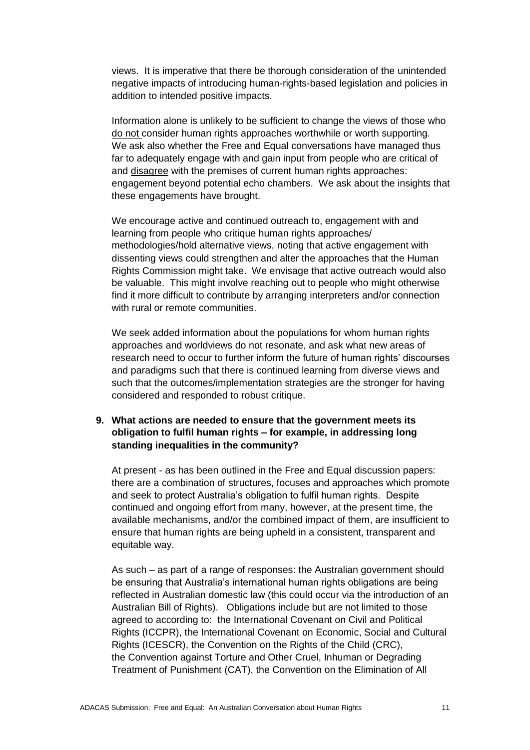views. It is imperative that there be thorough consideration of the unintended negative impacts of introducing human-rights-based legislation and policies in addition to intended positive impacts.

Information alone is unlikely to be sufficient to change the views of those who do not consider human rights approaches worthwhile or worth supporting. We ask also whether the Free and Equal conversations have managed thus far to adequately engage with and gain input from people who are critical of and disagree with the premises of current human rights approaches: engagement beyond potential echo chambers. We ask about the insights that these engagements have brought.

We encourage active and continued outreach to, engagement with and learning from people who critique human rights approaches/ methodologies/hold alternative views, noting that active engagement with dissenting views could strengthen and alter the approaches that the Human Rights Commission might take. We envisage that active outreach would also be valuable. This might involve reaching out to people who might otherwise find it more difficult to contribute by arranging interpreters and/or connection with rural or remote communities.

We seek added information about the populations for whom human rights approaches and worldviews do not resonate, and ask what new areas of research need to occur to further inform the future of human rights' discourses and paradigms such that there is continued learning from diverse views and such that the outcomes/implementation strategies are the stronger for having considered and responded to robust critique.

**9. What actions are needed to ensure that the government meets its obligation to fulfil human rights – for example, in addressing long standing inequalities in the community?**

At present - as has been outlined in the Free and Equal discussion papers: there are a combination of structures, focuses and approaches which promote and seek to protect Australia's obligation to fulfil human rights. Despite continued and ongoing effort from many, however, at the present time, the available mechanisms, and/or the combined impact of them, are insufficient to ensure that human rights are being upheld in a consistent, transparent and equitable way.

As such – as part of a range of responses: the Australian government should be ensuring that Australia's international human rights obligations are being reflected in Australian domestic law (this could occur via the introduction of an Australian Bill of Rights). Obligations include but are not limited to those agreed to according to: the International Covenant on Civil and Political Rights (ICCPR), the International Covenant on Economic, Social and Cultural Rights (ICESCR), the Convention on the Rights of the Child (CRC), the Convention against Torture and Other Cruel, Inhuman or Degrading Treatment of Punishment (CAT), the Convention on the Elimination of All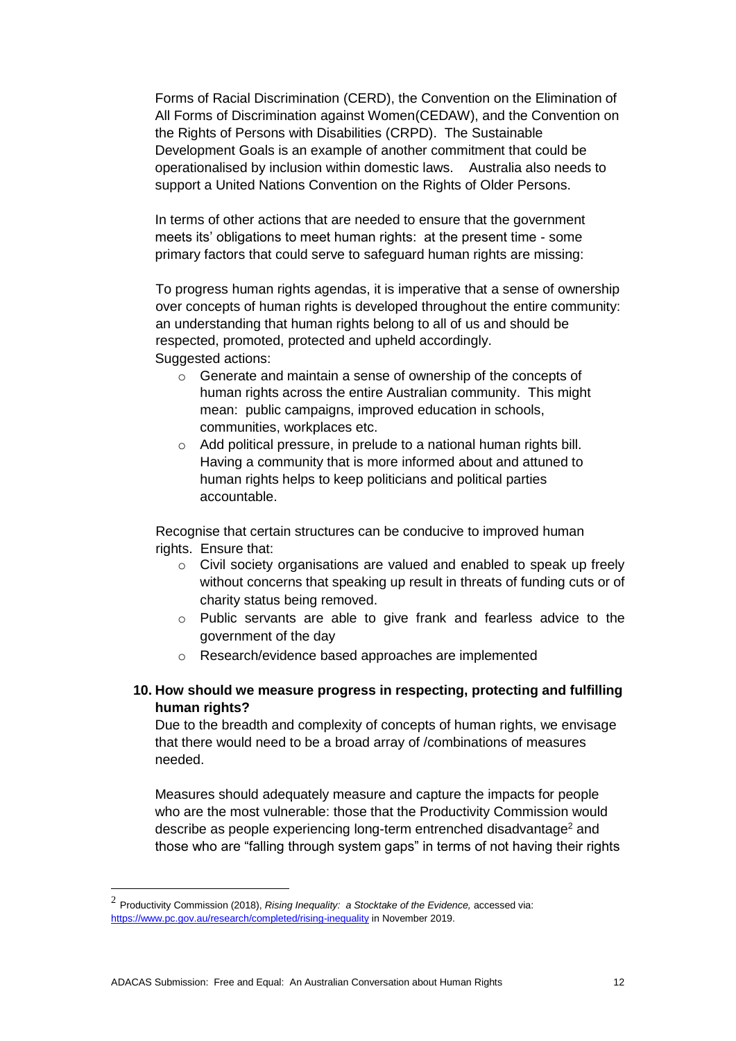Forms of Racial Discrimination (CERD), the Convention on the Elimination of All Forms of Discrimination against Women(CEDAW), and the Convention on the Rights of Persons with Disabilities (CRPD). The Sustainable Development Goals is an example of another commitment that could be operationalised by inclusion within domestic laws. Australia also needs to support a United Nations Convention on the Rights of Older Persons.

In terms of other actions that are needed to ensure that the government meets its' obligations to meet human rights: at the present time - some primary factors that could serve to safeguard human rights are missing:

To progress human rights agendas, it is imperative that a sense of ownership over concepts of human rights is developed throughout the entire community: an understanding that human rights belong to all of us and should be respected, promoted, protected and upheld accordingly.
Suggested actions:

- Generate and maintain a sense of ownership of the concepts of human rights across the entire Australian community. This might mean: public campaigns, improved education in schools, communities, workplaces etc.
- Add political pressure, in prelude to a national human rights bill. Having a community that is more informed about and attuned to human rights helps to keep politicians and political parties accountable.

Recognise that certain structures can be conducive to improved human rights. Ensure that:

- Civil society organisations are valued and enabled to speak up freely without concerns that speaking up result in threats of funding cuts or of charity status being removed.
- Public servants are able to give frank and fearless advice to the government of the day
- Research/evidence based approaches are implemented

**10. How should we measure progress in respecting, protecting and fulfilling human rights?**

Due to the breadth and complexity of concepts of human rights, we envisage that there would need to be a broad array of /combinations of measures needed.

Measures should adequately measure and capture the impacts for people who are the most vulnerable: those that the Productivity Commission would describe as people experiencing long-term entrenched disadvantage[2] and those who are "falling through system gaps" in terms of not having their rights

[2] Productivity Commission (2018), *Rising Inequality: a Stocktake of the Evidence,* accessed via: https://www.pc.gov.au/research/completed/rising-inequality in November 2019.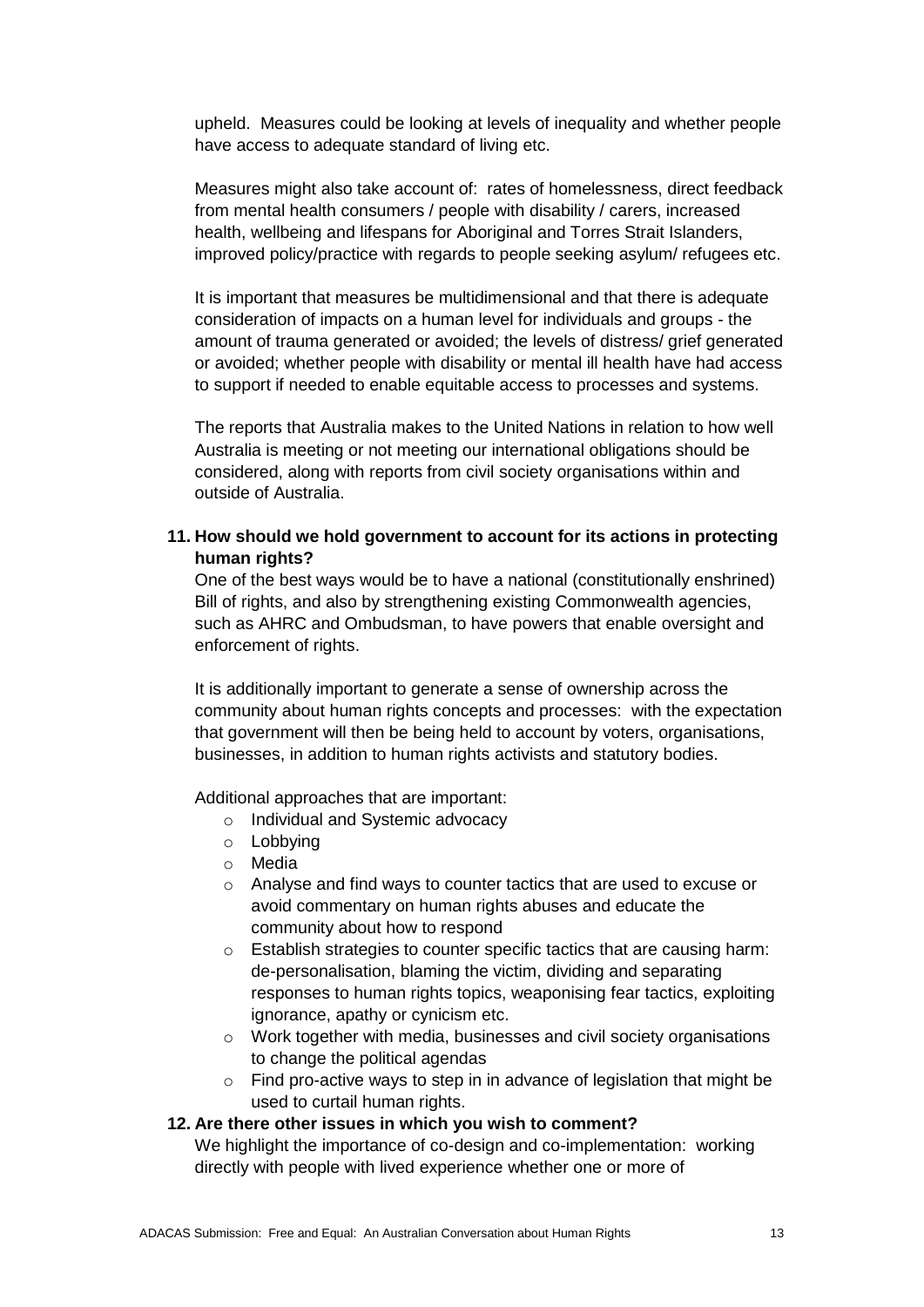upheld. Measures could be looking at levels of inequality and whether people have access to adequate standard of living etc.

Measures might also take account of: rates of homelessness, direct feedback from mental health consumers / people with disability / carers, increased health, wellbeing and lifespans for Aboriginal and Torres Strait Islanders, improved policy/practice with regards to people seeking asylum/ refugees etc.

It is important that measures be multidimensional and that there is adequate consideration of impacts on a human level for individuals and groups - the amount of trauma generated or avoided; the levels of distress/ grief generated or avoided; whether people with disability or mental ill health have had access to support if needed to enable equitable access to processes and systems.

The reports that Australia makes to the United Nations in relation to how well Australia is meeting or not meeting our international obligations should be considered, along with reports from civil society organisations within and outside of Australia.

**11. How should we hold government to account for its actions in protecting human rights?**

One of the best ways would be to have a national (constitutionally enshrined) Bill of rights, and also by strengthening existing Commonwealth agencies, such as AHRC and Ombudsman, to have powers that enable oversight and enforcement of rights.

It is additionally important to generate a sense of ownership across the community about human rights concepts and processes: with the expectation that government will then be being held to account by voters, organisations, businesses, in addition to human rights activists and statutory bodies.

Additional approaches that are important:

- Individual and Systemic advocacy
- Lobbying
- Media
- Analyse and find ways to counter tactics that are used to excuse or avoid commentary on human rights abuses and educate the community about how to respond
- Establish strategies to counter specific tactics that are causing harm: de-personalisation, blaming the victim, dividing and separating responses to human rights topics, weaponising fear tactics, exploiting ignorance, apathy or cynicism etc.
- Work together with media, businesses and civil society organisations to change the political agendas
- Find pro-active ways to step in in advance of legislation that might be used to curtail human rights.

**12. Are there other issues in which you wish to comment?**

We highlight the importance of co-design and co-implementation: working directly with people with lived experience whether one or more of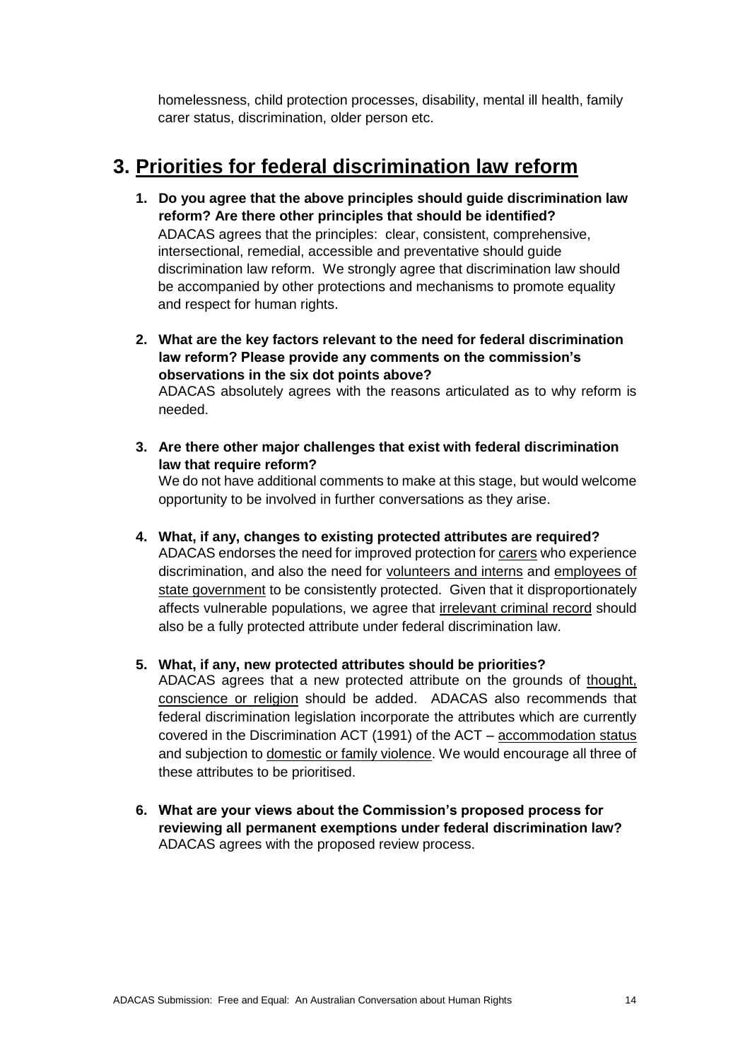homelessness, child protection processes, disability, mental ill health, family carer status, discrimination, older person etc.

## 3. Priorities for federal discrimination law reform

1. **Do you agree that the above principles should guide discrimination law reform? Are there other principles that should be identified?**
   ADACAS agrees that the principles: clear, consistent, comprehensive, intersectional, remedial, accessible and preventative should guide discrimination law reform. We strongly agree that discrimination law should be accompanied by other protections and mechanisms to promote equality and respect for human rights.

2. **What are the key factors relevant to the need for federal discrimination law reform? Please provide any comments on the commission's observations in the six dot points above?**
   ADACAS absolutely agrees with the reasons articulated as to why reform is needed.

3. **Are there other major challenges that exist with federal discrimination law that require reform?**
   We do not have additional comments to make at this stage, but would welcome opportunity to be involved in further conversations as they arise.

4. **What, if any, changes to existing protected attributes are required?**
   ADACAS endorses the need for improved protection for carers who experience discrimination, and also the need for volunteers and interns and employees of state government to be consistently protected. Given that it disproportionately affects vulnerable populations, we agree that irrelevant criminal record should also be a fully protected attribute under federal discrimination law.

5. **What, if any, new protected attributes should be priorities?**
   ADACAS agrees that a new protected attribute on the grounds of thought, conscience or religion should be added. ADACAS also recommends that federal discrimination legislation incorporate the attributes which are currently covered in the Discrimination ACT (1991) of the ACT – accommodation status and subjection to domestic or family violence. We would encourage all three of these attributes to be prioritised.

6. **What are your views about the Commission's proposed process for reviewing all permanent exemptions under federal discrimination law?**
   ADACAS agrees with the proposed review process.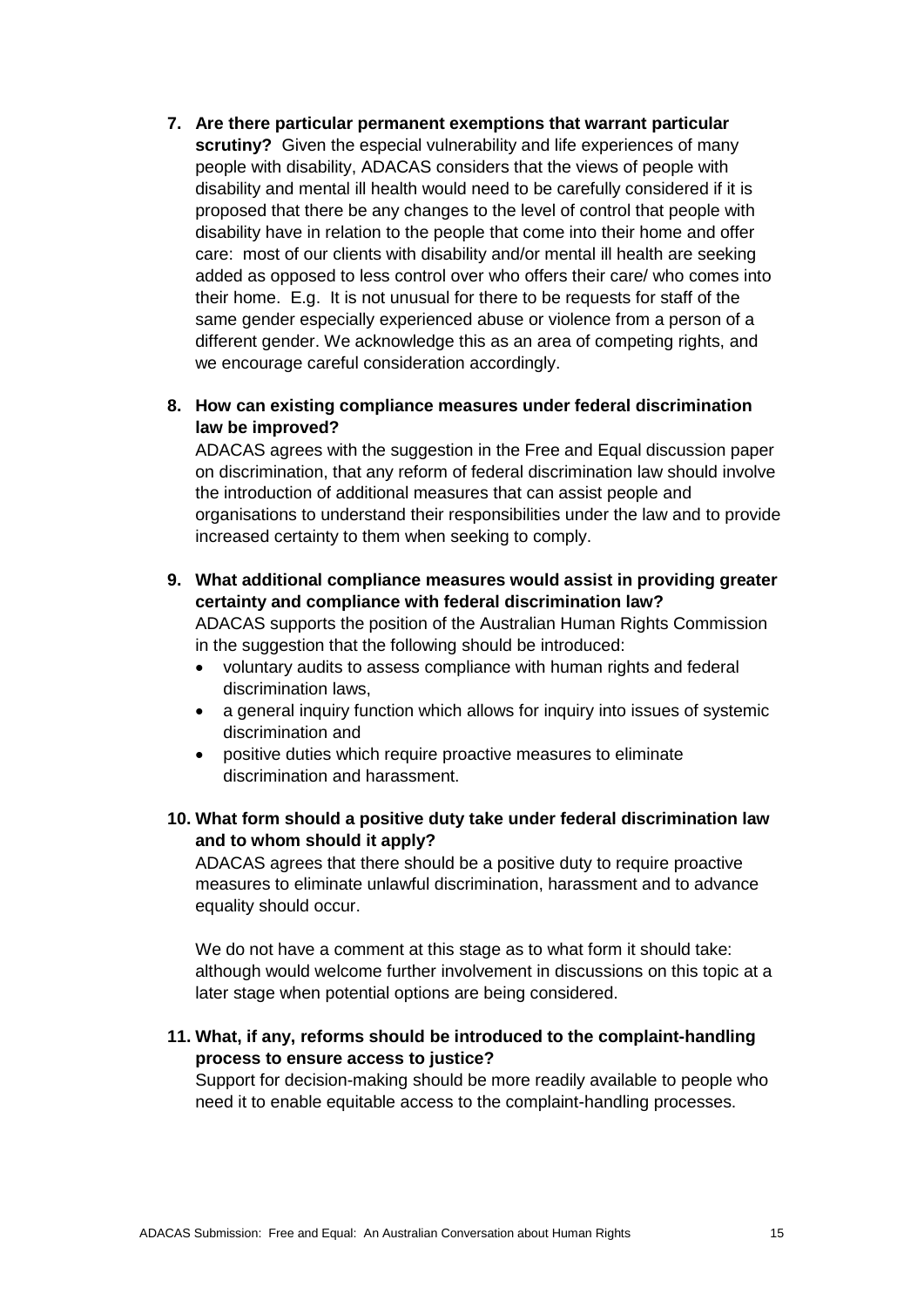7. **Are there particular permanent exemptions that warrant particular scrutiny?** Given the especial vulnerability and life experiences of many people with disability, ADACAS considers that the views of people with disability and mental ill health would need to be carefully considered if it is proposed that there be any changes to the level of control that people with disability have in relation to the people that come into their home and offer care: most of our clients with disability and/or mental ill health are seeking added as opposed to less control over who offers their care/ who comes into their home. E.g. It is not unusual for there to be requests for staff of the same gender especially experienced abuse or violence from a person of a different gender. We acknowledge this as an area of competing rights, and we encourage careful consideration accordingly.

8. **How can existing compliance measures under federal discrimination law be improved?**

   ADACAS agrees with the suggestion in the Free and Equal discussion paper on discrimination, that any reform of federal discrimination law should involve the introduction of additional measures that can assist people and organisations to understand their responsibilities under the law and to provide increased certainty to them when seeking to comply.

9. **What additional compliance measures would assist in providing greater certainty and compliance with federal discrimination law?**

   ADACAS supports the position of the Australian Human Rights Commission in the suggestion that the following should be introduced:

   - voluntary audits to assess compliance with human rights and federal discrimination laws,
   - a general inquiry function which allows for inquiry into issues of systemic discrimination and
   - positive duties which require proactive measures to eliminate discrimination and harassment.

10. **What form should a positive duty take under federal discrimination law and to whom should it apply?**

    ADACAS agrees that there should be a positive duty to require proactive measures to eliminate unlawful discrimination, harassment and to advance equality should occur.

    We do not have a comment at this stage as to what form it should take: although would welcome further involvement in discussions on this topic at a later stage when potential options are being considered.

11. **What, if any, reforms should be introduced to the complaint-handling process to ensure access to justice?**

    Support for decision-making should be more readily available to people who need it to enable equitable access to the complaint-handling processes.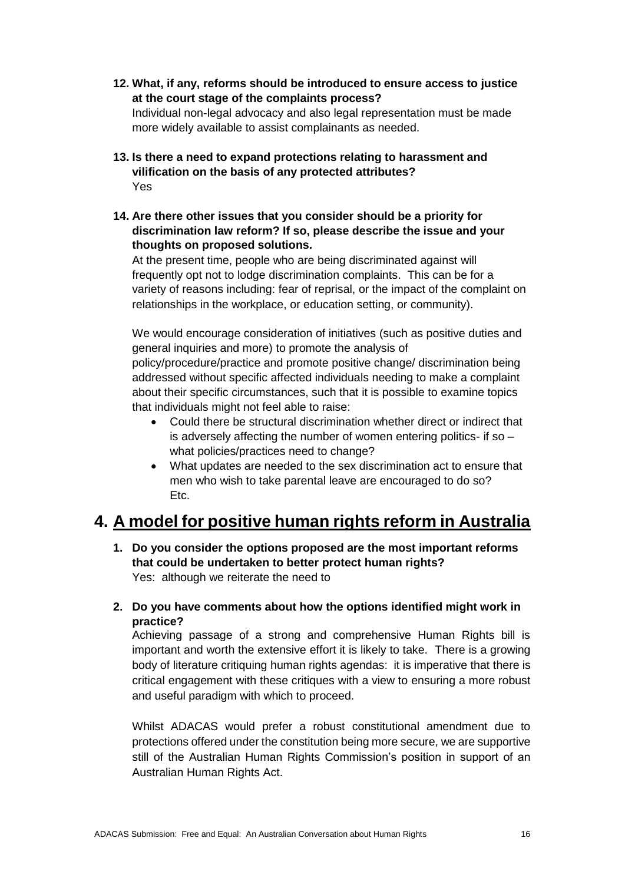**12. What, if any, reforms should be introduced to ensure access to justice at the court stage of the complaints process?**

Individual non-legal advocacy and also legal representation must be made more widely available to assist complainants as needed.

**13. Is there a need to expand protections relating to harassment and vilification on the basis of any protected attributes?**

Yes

**14. Are there other issues that you consider should be a priority for discrimination law reform? If so, please describe the issue and your thoughts on proposed solutions.**

At the present time, people who are being discriminated against will frequently opt not to lodge discrimination complaints. This can be for a variety of reasons including: fear of reprisal, or the impact of the complaint on relationships in the workplace, or education setting, or community).

We would encourage consideration of initiatives (such as positive duties and general inquiries and more) to promote the analysis of policy/procedure/practice and promote positive change/ discrimination being addressed without specific affected individuals needing to make a complaint about their specific circumstances, such that it is possible to examine topics that individuals might not feel able to raise:

- Could there be structural discrimination whether direct or indirect that is adversely affecting the number of women entering politics- if so – what policies/practices need to change?
- What updates are needed to the sex discrimination act to ensure that men who wish to take parental leave are encouraged to do so? Etc.

# 4. A model for positive human rights reform in Australia

**1. Do you consider the options proposed are the most important reforms that could be undertaken to better protect human rights?**

Yes: although we reiterate the need to

**2. Do you have comments about how the options identified might work in practice?**

Achieving passage of a strong and comprehensive Human Rights bill is important and worth the extensive effort it is likely to take. There is a growing body of literature critiquing human rights agendas: it is imperative that there is critical engagement with these critiques with a view to ensuring a more robust and useful paradigm with which to proceed.

Whilst ADACAS would prefer a robust constitutional amendment due to protections offered under the constitution being more secure, we are supportive still of the Australian Human Rights Commission's position in support of an Australian Human Rights Act.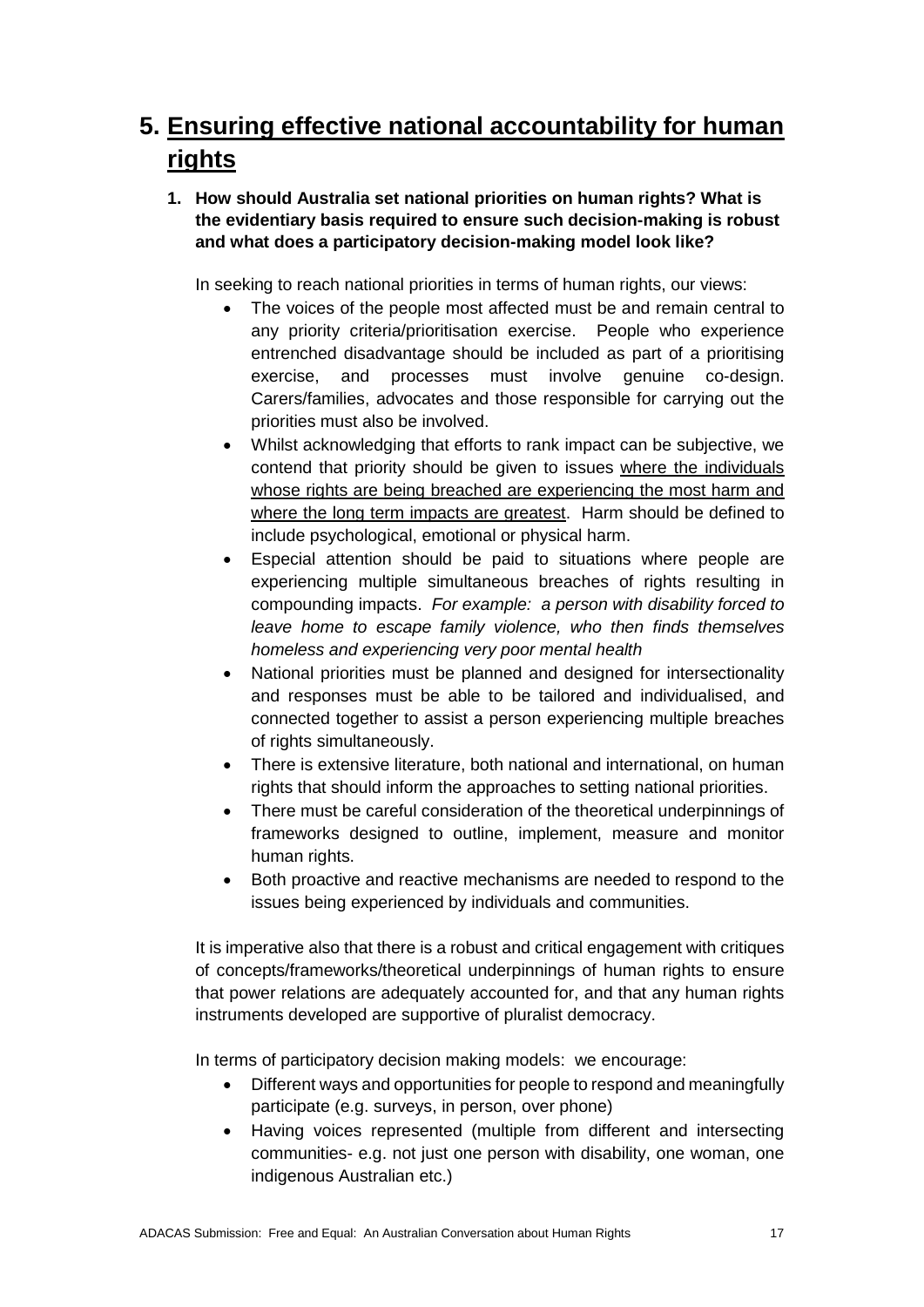# 5. Ensuring effective national accountability for human rights

**1. How should Australia set national priorities on human rights? What is the evidentiary basis required to ensure such decision-making is robust and what does a participatory decision-making model look like?**

In seeking to reach national priorities in terms of human rights, our views:

- The voices of the people most affected must be and remain central to any priority criteria/prioritisation exercise. People who experience entrenched disadvantage should be included as part of a prioritising exercise, and processes must involve genuine co-design. Carers/families, advocates and those responsible for carrying out the priorities must also be involved.
- Whilst acknowledging that efforts to rank impact can be subjective, we contend that priority should be given to issues <u>where the individuals whose rights are being breached are experiencing the most harm and where the long term impacts are greatest</u>. Harm should be defined to include psychological, emotional or physical harm.
- Especial attention should be paid to situations where people are experiencing multiple simultaneous breaches of rights resulting in compounding impacts. *For example: a person with disability forced to leave home to escape family violence, who then finds themselves homeless and experiencing very poor mental health*
- National priorities must be planned and designed for intersectionality and responses must be able to be tailored and individualised, and connected together to assist a person experiencing multiple breaches of rights simultaneously.
- There is extensive literature, both national and international, on human rights that should inform the approaches to setting national priorities.
- There must be careful consideration of the theoretical underpinnings of frameworks designed to outline, implement, measure and monitor human rights.
- Both proactive and reactive mechanisms are needed to respond to the issues being experienced by individuals and communities.

It is imperative also that there is a robust and critical engagement with critiques of concepts/frameworks/theoretical underpinnings of human rights to ensure that power relations are adequately accounted for, and that any human rights instruments developed are supportive of pluralist democracy.

In terms of participatory decision making models: we encourage:

- Different ways and opportunities for people to respond and meaningfully participate (e.g. surveys, in person, over phone)
- Having voices represented (multiple from different and intersecting communities- e.g. not just one person with disability, one woman, one indigenous Australian etc.)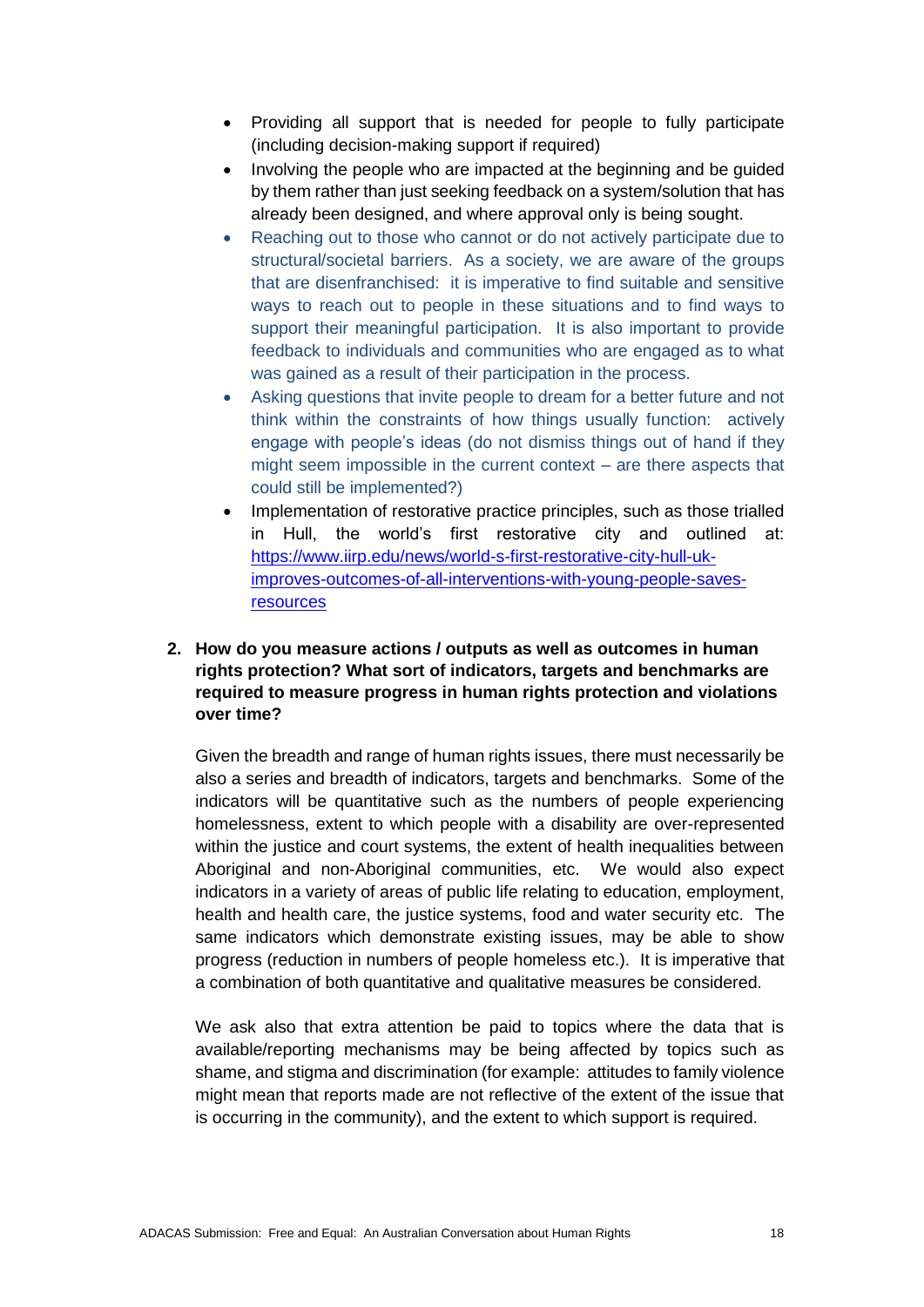- Providing all support that is needed for people to fully participate (including decision-making support if required)
- Involving the people who are impacted at the beginning and be guided by them rather than just seeking feedback on a system/solution that has already been designed, and where approval only is being sought.
- Reaching out to those who cannot or do not actively participate due to structural/societal barriers. As a society, we are aware of the groups that are disenfranchised: it is imperative to find suitable and sensitive ways to reach out to people in these situations and to find ways to support their meaningful participation. It is also important to provide feedback to individuals and communities who are engaged as to what was gained as a result of their participation in the process.
- Asking questions that invite people to dream for a better future and not think within the constraints of how things usually function: actively engage with people's ideas (do not dismiss things out of hand if they might seem impossible in the current context – are there aspects that could still be implemented?)
- Implementation of restorative practice principles, such as those trialled in Hull, the world's first restorative city and outlined at: https://www.iirp.edu/news/world-s-first-restorative-city-hull-uk-improves-outcomes-of-all-interventions-with-young-people-saves-resources

**2. How do you measure actions / outputs as well as outcomes in human rights protection? What sort of indicators, targets and benchmarks are required to measure progress in human rights protection and violations over time?**

Given the breadth and range of human rights issues, there must necessarily be also a series and breadth of indicators, targets and benchmarks. Some of the indicators will be quantitative such as the numbers of people experiencing homelessness, extent to which people with a disability are over-represented within the justice and court systems, the extent of health inequalities between Aboriginal and non-Aboriginal communities, etc. We would also expect indicators in a variety of areas of public life relating to education, employment, health and health care, the justice systems, food and water security etc. The same indicators which demonstrate existing issues, may be able to show progress (reduction in numbers of people homeless etc.). It is imperative that a combination of both quantitative and qualitative measures be considered.

We ask also that extra attention be paid to topics where the data that is available/reporting mechanisms may be being affected by topics such as shame, and stigma and discrimination (for example: attitudes to family violence might mean that reports made are not reflective of the extent of the issue that is occurring in the community), and the extent to which support is required.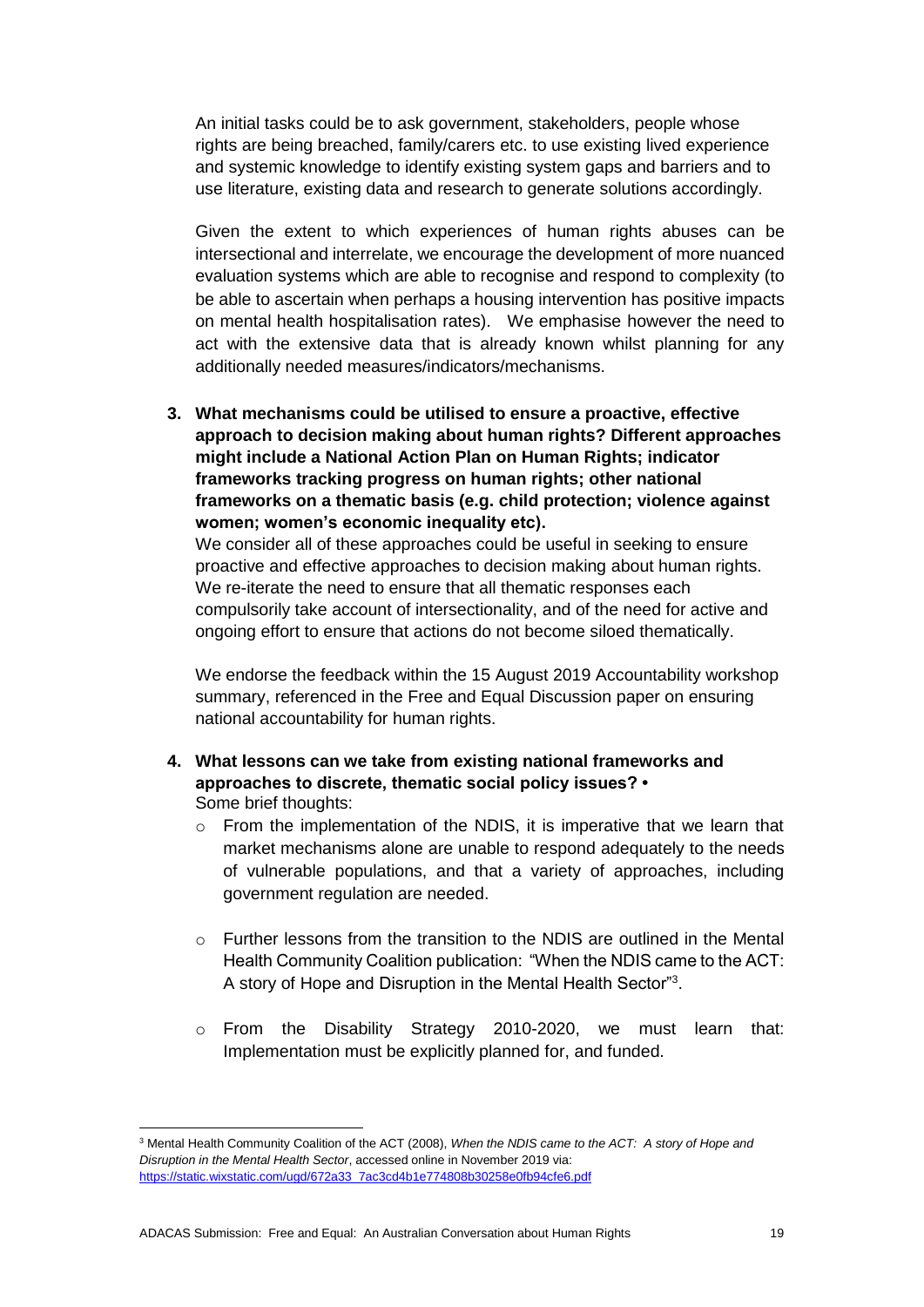An initial tasks could be to ask government, stakeholders, people whose rights are being breached, family/carers etc. to use existing lived experience and systemic knowledge to identify existing system gaps and barriers and to use literature, existing data and research to generate solutions accordingly.

Given the extent to which experiences of human rights abuses can be intersectional and interrelate, we encourage the development of more nuanced evaluation systems which are able to recognise and respond to complexity (to be able to ascertain when perhaps a housing intervention has positive impacts on mental health hospitalisation rates). We emphasise however the need to act with the extensive data that is already known whilst planning for any additionally needed measures/indicators/mechanisms.

3. **What mechanisms could be utilised to ensure a proactive, effective approach to decision making about human rights? Different approaches might include a National Action Plan on Human Rights; indicator frameworks tracking progress on human rights; other national frameworks on a thematic basis (e.g. child protection; violence against women; women's economic inequality etc).**

   We consider all of these approaches could be useful in seeking to ensure proactive and effective approaches to decision making about human rights. We re-iterate the need to ensure that all thematic responses each compulsorily take account of intersectionality, and of the need for active and ongoing effort to ensure that actions do not become siloed thematically.

   We endorse the feedback within the 15 August 2019 Accountability workshop summary, referenced in the Free and Equal Discussion paper on ensuring national accountability for human rights.

4. **What lessons can we take from existing national frameworks and approaches to discrete, thematic social policy issues? •**

   Some brief thoughts:

   - From the implementation of the NDIS, it is imperative that we learn that market mechanisms alone are unable to respond adequately to the needs of vulnerable populations, and that a variety of approaches, including government regulation are needed.
   - Further lessons from the transition to the NDIS are outlined in the Mental Health Community Coalition publication: "When the NDIS came to the ACT: A story of Hope and Disruption in the Mental Health Sector"[3].
   - From the Disability Strategy 2010-2020, we must learn that: Implementation must be explicitly planned for, and funded.

[3] Mental Health Community Coalition of the ACT (2008), *When the NDIS came to the ACT: A story of Hope and Disruption in the Mental Health Sector*, accessed online in November 2019 via: https://static.wixstatic.com/ugd/672a33_7ac3cd4b1e774808b30258e0fb94cfe6.pdf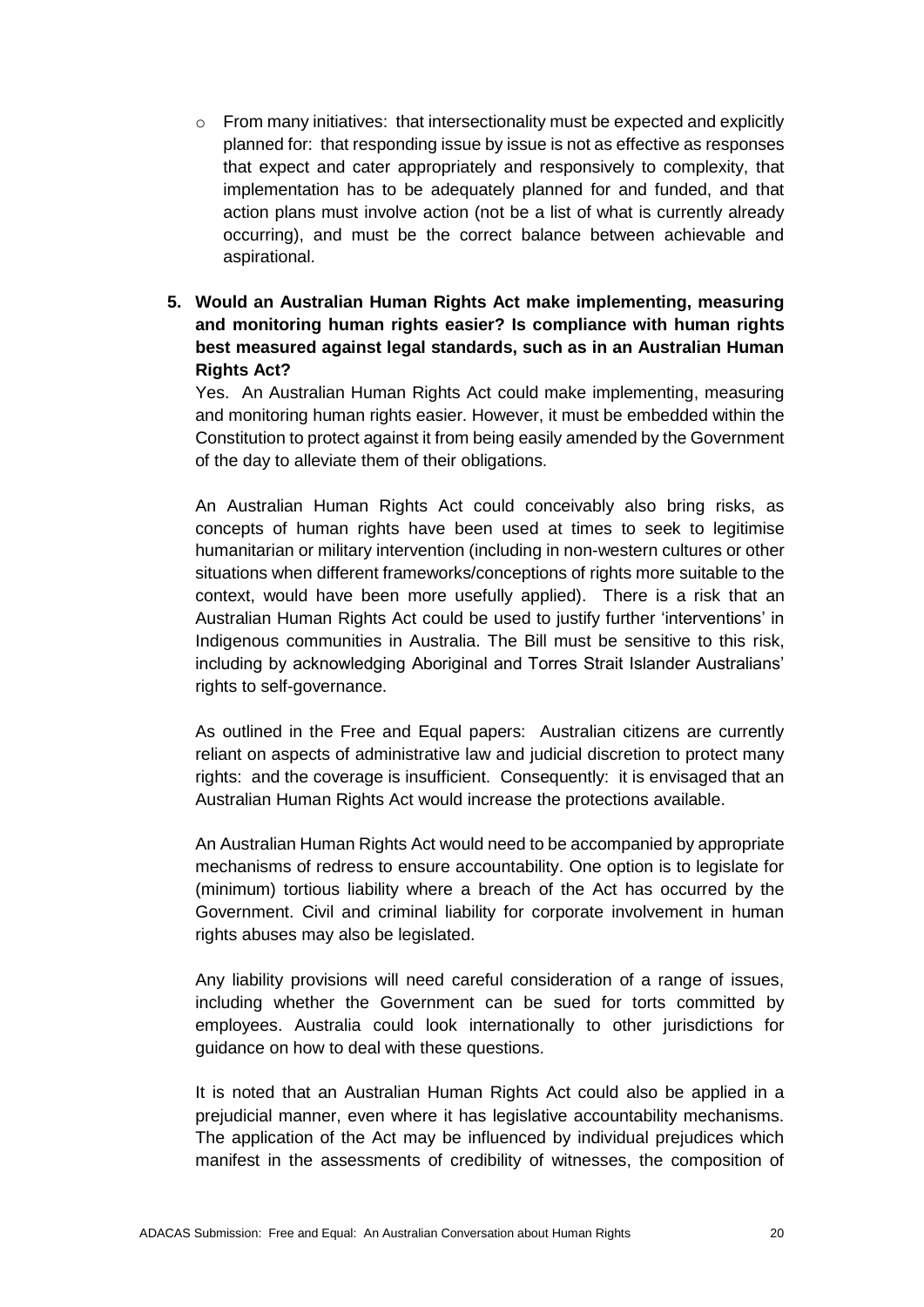- From many initiatives: that intersectionality must be expected and explicitly planned for: that responding issue by issue is not as effective as responses that expect and cater appropriately and responsively to complexity, that implementation has to be adequately planned for and funded, and that action plans must involve action (not be a list of what is currently already occurring), and must be the correct balance between achievable and aspirational.

**5. Would an Australian Human Rights Act make implementing, measuring and monitoring human rights easier? Is compliance with human rights best measured against legal standards, such as in an Australian Human Rights Act?**

Yes. An Australian Human Rights Act could make implementing, measuring and monitoring human rights easier. However, it must be embedded within the Constitution to protect against it from being easily amended by the Government of the day to alleviate them of their obligations.

An Australian Human Rights Act could conceivably also bring risks, as concepts of human rights have been used at times to seek to legitimise humanitarian or military intervention (including in non-western cultures or other situations when different frameworks/conceptions of rights more suitable to the context, would have been more usefully applied). There is a risk that an Australian Human Rights Act could be used to justify further 'interventions' in Indigenous communities in Australia. The Bill must be sensitive to this risk, including by acknowledging Aboriginal and Torres Strait Islander Australians' rights to self-governance.

As outlined in the Free and Equal papers: Australian citizens are currently reliant on aspects of administrative law and judicial discretion to protect many rights: and the coverage is insufficient. Consequently: it is envisaged that an Australian Human Rights Act would increase the protections available.

An Australian Human Rights Act would need to be accompanied by appropriate mechanisms of redress to ensure accountability. One option is to legislate for (minimum) tortious liability where a breach of the Act has occurred by the Government. Civil and criminal liability for corporate involvement in human rights abuses may also be legislated.

Any liability provisions will need careful consideration of a range of issues, including whether the Government can be sued for torts committed by employees. Australia could look internationally to other jurisdictions for guidance on how to deal with these questions.

It is noted that an Australian Human Rights Act could also be applied in a prejudicial manner, even where it has legislative accountability mechanisms. The application of the Act may be influenced by individual prejudices which manifest in the assessments of credibility of witnesses, the composition of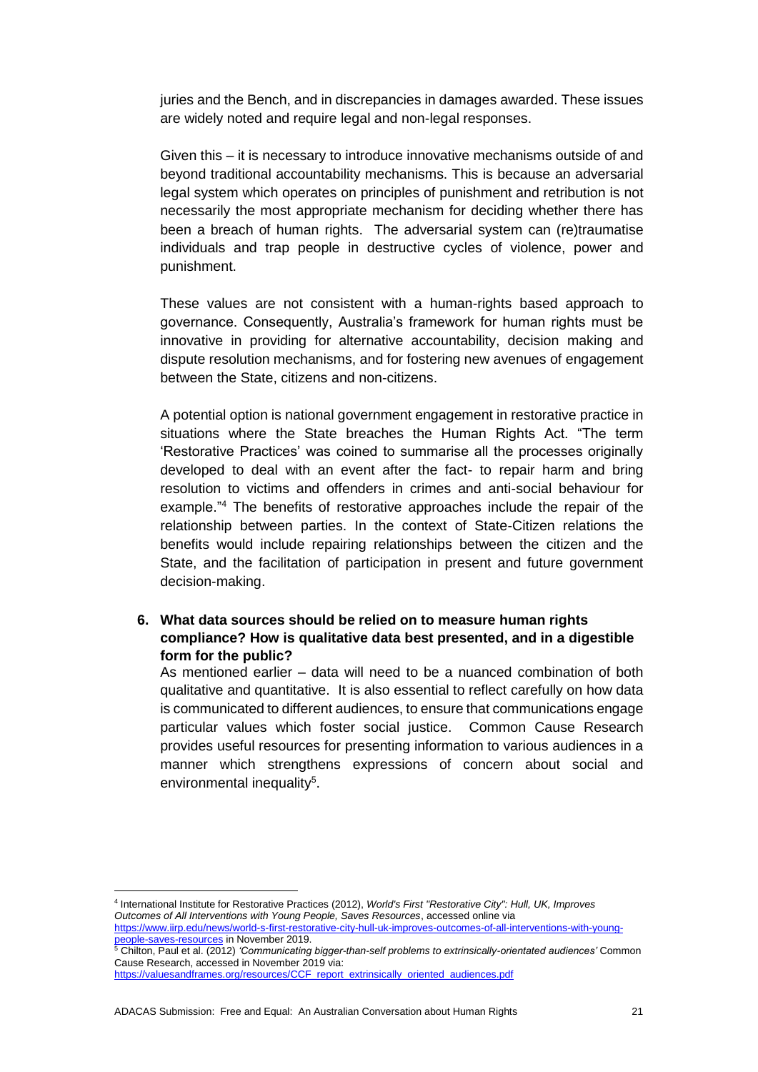juries and the Bench, and in discrepancies in damages awarded. These issues are widely noted and require legal and non-legal responses.

Given this – it is necessary to introduce innovative mechanisms outside of and beyond traditional accountability mechanisms. This is because an adversarial legal system which operates on principles of punishment and retribution is not necessarily the most appropriate mechanism for deciding whether there has been a breach of human rights. The adversarial system can (re)traumatise individuals and trap people in destructive cycles of violence, power and punishment.

These values are not consistent with a human-rights based approach to governance. Consequently, Australia's framework for human rights must be innovative in providing for alternative accountability, decision making and dispute resolution mechanisms, and for fostering new avenues of engagement between the State, citizens and non-citizens.

A potential option is national government engagement in restorative practice in situations where the State breaches the Human Rights Act. "The term 'Restorative Practices' was coined to summarise all the processes originally developed to deal with an event after the fact- to repair harm and bring resolution to victims and offenders in crimes and anti-social behaviour for example."[4] The benefits of restorative approaches include the repair of the relationship between parties. In the context of State-Citizen relations the benefits would include repairing relationships between the citizen and the State, and the facilitation of participation in present and future government decision-making.

**6. What data sources should be relied on to measure human rights compliance? How is qualitative data best presented, and in a digestible form for the public?**

As mentioned earlier – data will need to be a nuanced combination of both qualitative and quantitative. It is also essential to reflect carefully on how data is communicated to different audiences, to ensure that communications engage particular values which foster social justice. Common Cause Research provides useful resources for presenting information to various audiences in a manner which strengthens expressions of concern about social and environmental inequality[5].

---

[4] International Institute for Restorative Practices (2012), *World's First "Restorative City": Hull, UK, Improves Outcomes of All Interventions with Young People, Saves Resources*, accessed online via https://www.iirp.edu/news/world-s-first-restorative-city-hull-uk-improves-outcomes-of-all-interventions-with-young-people-saves-resources in November 2019.

[5] Chilton, Paul et al. (2012) *'Communicating bigger-than-self problems to extrinsically-orientated audiences'* Common Cause Research, accessed in November 2019 via: https://valuesandframes.org/resources/CCF_report_extrinsically_oriented_audiences.pdf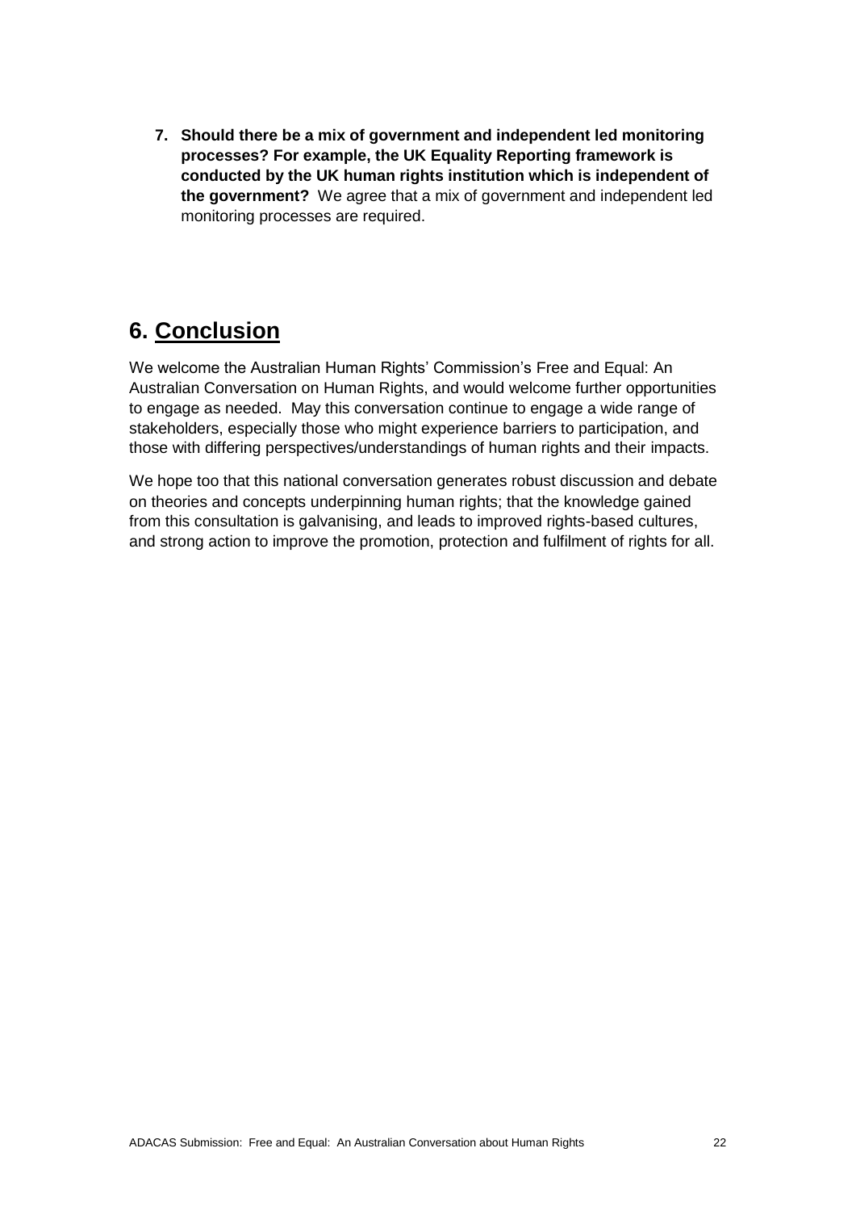7. **Should there be a mix of government and independent led monitoring processes? For example, the UK Equality Reporting framework is conducted by the UK human rights institution which is independent of the government?** We agree that a mix of government and independent led monitoring processes are required.

# 6. Conclusion

We welcome the Australian Human Rights' Commission's Free and Equal: An Australian Conversation on Human Rights, and would welcome further opportunities to engage as needed. May this conversation continue to engage a wide range of stakeholders, especially those who might experience barriers to participation, and those with differing perspectives/understandings of human rights and their impacts.

We hope too that this national conversation generates robust discussion and debate on theories and concepts underpinning human rights; that the knowledge gained from this consultation is galvanising, and leads to improved rights-based cultures, and strong action to improve the promotion, protection and fulfilment of rights for all.